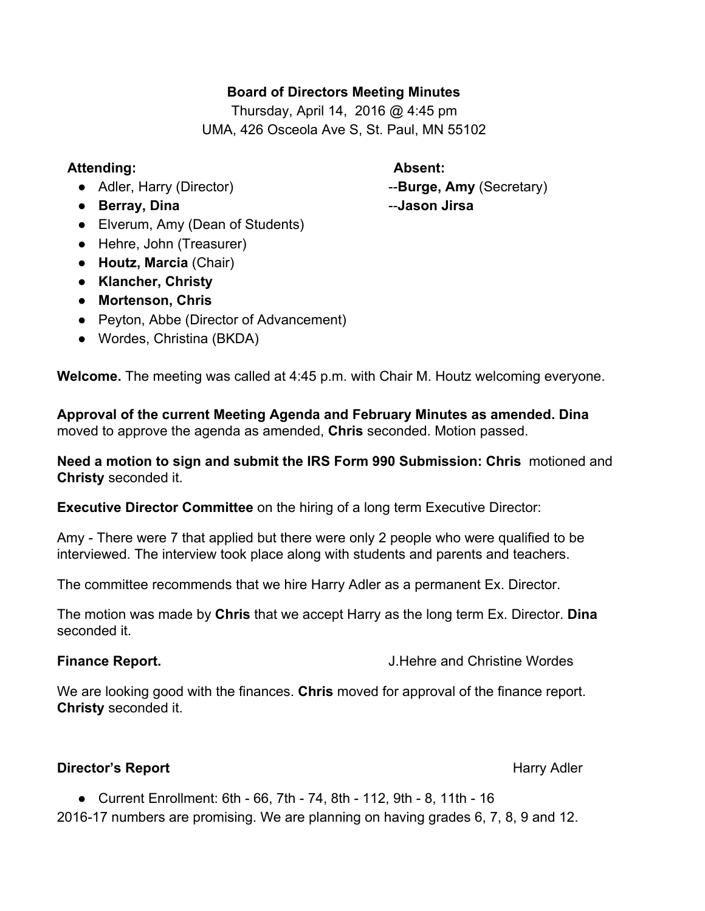**Board of Directors Meeting Minutes**

Thursday, April 14, 2016 @ 4:45 pm

UMA, 426 Osceola Ave S, St. Paul, MN 55102

**Attending:**

- Adler, Harry (Director)
- **Berray, Dina**
- Elverum, Amy (Dean of Students)
- Hehre, John (Treasurer)
- **Houtz, Marcia** (Chair)
- **Klancher, Christy**
- **Mortenson, Chris**
- Peyton, Abbe (Director of Advancement)
- Wordes, Christina (BKDA)

**Absent:**

--**Burge, Amy** (Secretary)

--**Jason Jirsa**

**Welcome.** The meeting was called at 4:45 p.m. with Chair M. Houtz welcoming everyone.

**Approval of the current Meeting Agenda and February Minutes as amended. Dina** moved to approve the agenda as amended, **Chris** seconded. Motion passed.

**Need a motion to sign and submit the IRS Form 990 Submission: Chris** motioned and **Christy** seconded it.

**Executive Director Committee** on the hiring of a long term Executive Director:

Amy - There were 7 that applied but there were only 2 people who were qualified to be interviewed. The interview took place along with students and parents and teachers.

The committee recommends that we hire Harry Adler as a permanent Ex. Director.

The motion was made by **Chris** that we accept Harry as the long term Ex. Director. **Dina** seconded it.

**Finance Report.** J.Hehre and Christine Wordes

We are looking good with the finances. **Chris** moved for approval of the finance report. **Christy** seconded it.

**Director's Report** Harry Adler

- Current Enrollment: 6th - 66, 7th - 74, 8th - 112, 9th - 8, 11th - 16

2016-17 numbers are promising. We are planning on having grades 6, 7, 8, 9 and 12.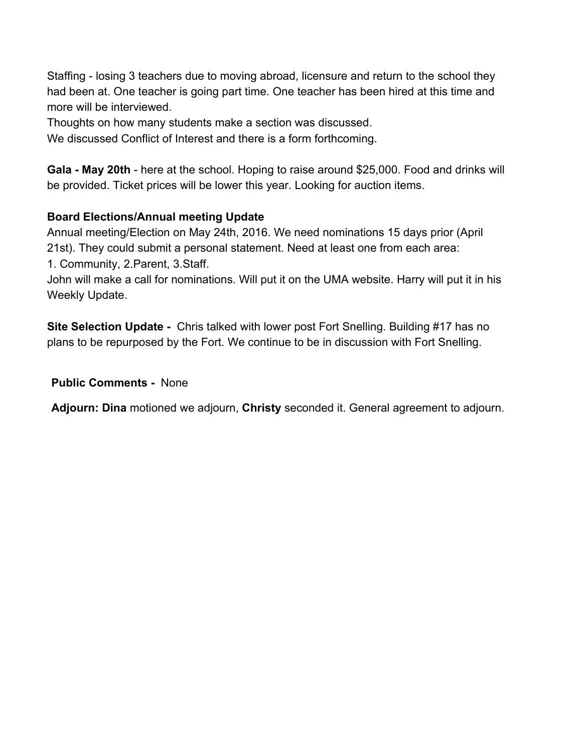Staffing - losing 3 teachers due to moving abroad, licensure and return to the school they had been at. One teacher is going part time. One teacher has been hired at this time and more will be interviewed.
Thoughts on how many students make a section was discussed.
We discussed Conflict of Interest and there is a form forthcoming.

**Gala - May 20th** - here at the school. Hoping to raise around $25,000. Food and drinks will be provided. Ticket prices will be lower this year. Looking for auction items.

**Board Elections/Annual meeting Update**
Annual meeting/Election on May 24th, 2016. We need nominations 15 days prior (April 21st). They could submit a personal statement. Need at least one from each area:
1. Community, 2.Parent, 3.Staff.
John will make a call for nominations. Will put it on the UMA website. Harry will put it in his Weekly Update.

**Site Selection Update -** Chris talked with lower post Fort Snelling. Building #17 has no plans to be repurposed by the Fort. We continue to be in discussion with Fort Snelling.

**Public Comments -** None

**Adjourn: Dina** motioned we adjourn, **Christy** seconded it. General agreement to adjourn.